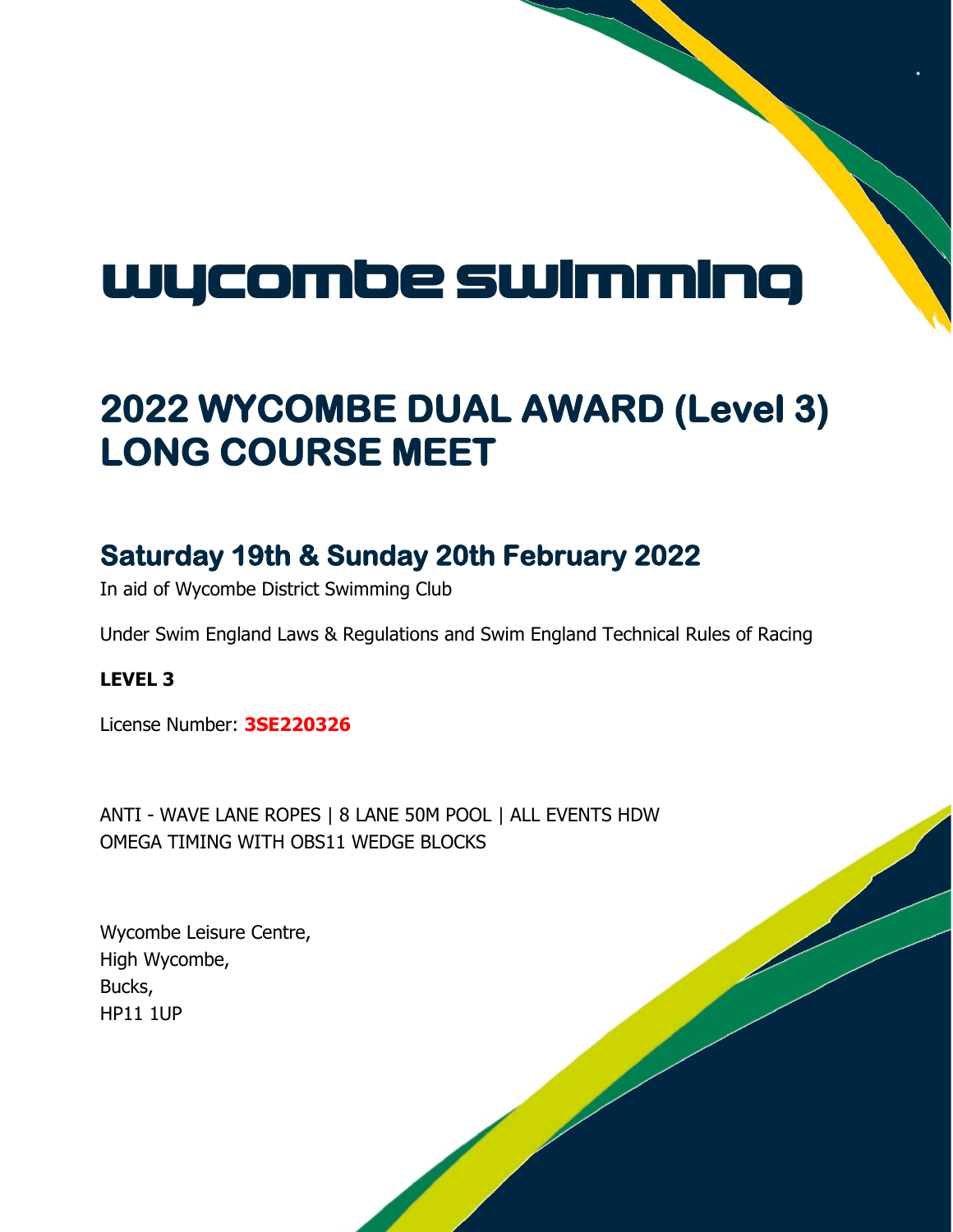# wycombe swimming

# 2022 WYCOMBE DUAL AWARD (Level 3) LONG COURSE MEET

## Saturday 19th & Sunday 20th February 2022

In aid of Wycombe District Swimming Club

Under Swim England Laws & Regulations and Swim England Technical Rules of Racing

**LEVEL 3**

License Number: **3SE220326**

ANTI - WAVE LANE ROPES | 8 LANE 50M POOL | ALL EVENTS HDW
OMEGA TIMING WITH OBS11 WEDGE BLOCKS

Wycombe Leisure Centre,
High Wycombe,
Bucks,
HP11 1UP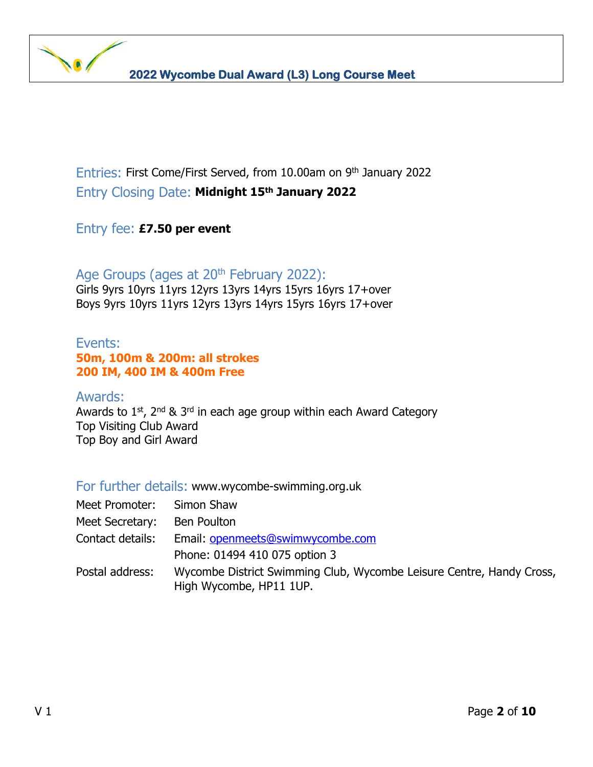Entries: First Come/First Served, from 10.00am on 9th January 2022

Entry Closing Date: **Midnight 15th January 2022**

Entry fee: **£7.50 per event**

Age Groups (ages at 20th February 2022):

Girls 9yrs 10yrs 11yrs 12yrs 13yrs 14yrs 15yrs 16yrs 17+over

Boys 9yrs 10yrs 11yrs 12yrs 13yrs 14yrs 15yrs 16yrs 17+over

Events:

**50m, 100m & 200m: all strokes**

**200 IM, 400 IM & 400m Free**

Awards:

Awards to 1st, 2nd & 3rd in each age group within each Award Category

Top Visiting Club Award

Top Boy and Girl Award

For further details: www.wycombe-swimming.org.uk

| | |
|---|---|
| Meet Promoter: | Simon Shaw |
| Meet Secretary: | Ben Poulton |
| Contact details: | Email: openmeets@swimwycombe.com |
| | Phone: 01494 410 075 option 3 |
| Postal address: | Wycombe District Swimming Club, Wycombe Leisure Centre, Handy Cross, High Wycombe, HP11 1UP. |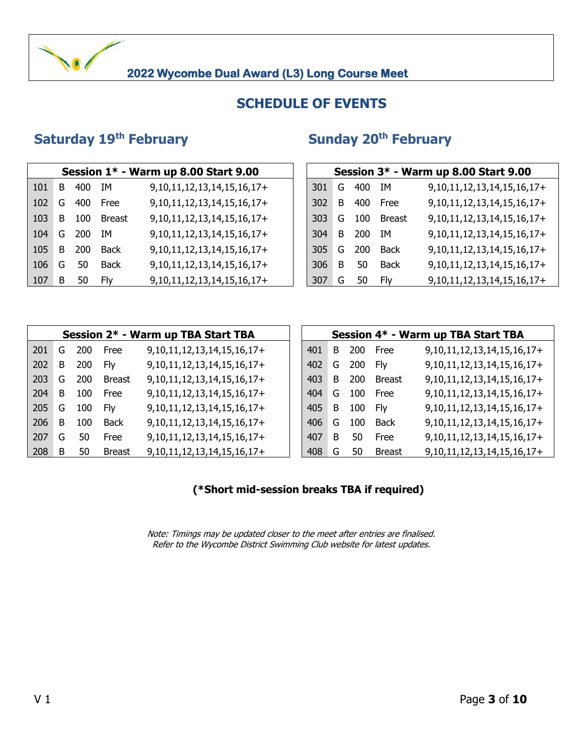## 2022 Wycombe Dual Award (L3) Long Course Meet

# SCHEDULE OF EVENTS

## Saturday 19th February

| Session 1* - Warm up 8.00 Start 9.00 | | | | |
|---|---|---|---|---|
| 101 | B | 400 | IM | 9,10,11,12,13,14,15,16,17+ |
| 102 | G | 400 | Free | 9,10,11,12,13,14,15,16,17+ |
| 103 | B | 100 | Breast | 9,10,11,12,13,14,15,16,17+ |
| 104 | G | 200 | IM | 9,10,11,12,13,14,15,16,17+ |
| 105 | B | 200 | Back | 9,10,11,12,13,14,15,16,17+ |
| 106 | G | 50 | Back | 9,10,11,12,13,14,15,16,17+ |
| 107 | B | 50 | Fly | 9,10,11,12,13,14,15,16,17+ |

| Session 2* - Warm up TBA Start TBA | | | | |
|---|---|---|---|---|
| 201 | G | 200 | Free | 9,10,11,12,13,14,15,16,17+ |
| 202 | B | 200 | Fly | 9,10,11,12,13,14,15,16,17+ |
| 203 | G | 200 | Breast | 9,10,11,12,13,14,15,16,17+ |
| 204 | B | 100 | Free | 9,10,11,12,13,14,15,16,17+ |
| 205 | G | 100 | Fly | 9,10,11,12,13,14,15,16,17+ |
| 206 | B | 100 | Back | 9,10,11,12,13,14,15,16,17+ |
| 207 | G | 50 | Free | 9,10,11,12,13,14,15,16,17+ |
| 208 | B | 50 | Breast | 9,10,11,12,13,14,15,16,17+ |

## Sunday 20th February

| Session 3* - Warm up 8.00 Start 9.00 | | | | |
|---|---|---|---|---|
| 301 | G | 400 | IM | 9,10,11,12,13,14,15,16,17+ |
| 302 | B | 400 | Free | 9,10,11,12,13,14,15,16,17+ |
| 303 | G | 100 | Breast | 9,10,11,12,13,14,15,16,17+ |
| 304 | B | 200 | IM | 9,10,11,12,13,14,15,16,17+ |
| 305 | G | 200 | Back | 9,10,11,12,13,14,15,16,17+ |
| 306 | B | 50 | Back | 9,10,11,12,13,14,15,16,17+ |
| 307 | G | 50 | Fly | 9,10,11,12,13,14,15,16,17+ |

| Session 4* - Warm up TBA Start TBA | | | | |
|---|---|---|---|---|
| 401 | B | 200 | Free | 9,10,11,12,13,14,15,16,17+ |
| 402 | G | 200 | Fly | 9,10,11,12,13,14,15,16,17+ |
| 403 | B | 200 | Breast | 9,10,11,12,13,14,15,16,17+ |
| 404 | G | 100 | Free | 9,10,11,12,13,14,15,16,17+ |
| 405 | B | 100 | Fly | 9,10,11,12,13,14,15,16,17+ |
| 406 | G | 100 | Back | 9,10,11,12,13,14,15,16,17+ |
| 407 | B | 50 | Free | 9,10,11,12,13,14,15,16,17+ |
| 408 | G | 50 | Breast | 9,10,11,12,13,14,15,16,17+ |

**(*Short mid-session breaks TBA if required)**

*Note: Timings may be updated closer to the meet after entries are finalised.*
*Refer to the Wycombe District Swimming Club website for latest updates.*

V 1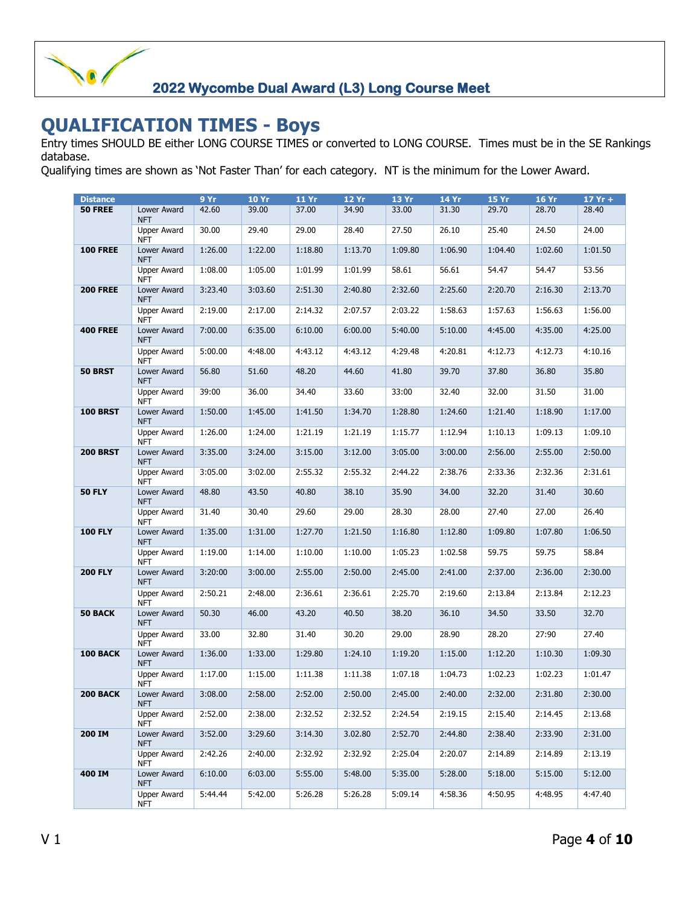# QUALIFICATION TIMES - Boys

Entry times SHOULD BE either LONG COURSE TIMES or converted to LONG COURSE. Times must be in the SE Rankings database.

Qualifying times are shown as 'Not Faster Than' for each category. NT is the minimum for the Lower Award.

| Distance | | 9 Yr | 10 Yr | 11 Yr | 12 Yr | 13 Yr | 14 Yr | 15 Yr | 16 Yr | 17 Yr + |
|---|---|---|---|---|---|---|---|---|---|---|
| **50 FREE** | Lower Award NFT | 42.60 | 39.00 | 37.00 | 34.90 | 33.00 | 31.30 | 29.70 | 28.70 | 28.40 |
| | Upper Award NFT | 30.00 | 29.40 | 29.00 | 28.40 | 27.50 | 26.10 | 25.40 | 24.50 | 24.00 |
| **100 FREE** | Lower Award NFT | 1:26.00 | 1:22.00 | 1:18.80 | 1:13.70 | 1:09.80 | 1:06.90 | 1:04.40 | 1:02.60 | 1:01.50 |
| | Upper Award NFT | 1:08.00 | 1:05.00 | 1:01.99 | 1:01.99 | 58.61 | 56.61 | 54.47 | 54.47 | 53.56 |
| **200 FREE** | Lower Award NFT | 3:23.40 | 3:03.60 | 2:51.30 | 2:40.80 | 2:32.60 | 2:25.60 | 2:20.70 | 2:16.30 | 2:13.70 |
| | Upper Award NFT | 2:19.00 | 2:17.00 | 2:14.32 | 2:07.57 | 2:03.22 | 1:58.63 | 1:57.63 | 1:56.63 | 1:56.00 |
| **400 FREE** | Lower Award NFT | 7:00.00 | 6:35.00 | 6:10.00 | 6:00.00 | 5:40.00 | 5:10.00 | 4:45.00 | 4:35.00 | 4:25.00 |
| | Upper Award NFT | 5:00.00 | 4:48.00 | 4:43.12 | 4:43.12 | 4:29.48 | 4:20.81 | 4:12.73 | 4:12.73 | 4:10.16 |
| **50 BRST** | Lower Award NFT | 56.80 | 51.60 | 48.20 | 44.60 | 41.80 | 39.70 | 37.80 | 36.80 | 35.80 |
| | Upper Award NFT | 39:00 | 36.00 | 34.40 | 33.60 | 33:00 | 32.40 | 32.00 | 31.50 | 31.00 |
| **100 BRST** | Lower Award NFT | 1:50.00 | 1:45.00 | 1:41.50 | 1:34.70 | 1:28.80 | 1:24.60 | 1:21.40 | 1:18.90 | 1:17.00 |
| | Upper Award NFT | 1:26.00 | 1:24.00 | 1:21.19 | 1:21.19 | 1:15.77 | 1:12.94 | 1:10.13 | 1:09.13 | 1:09.10 |
| **200 BRST** | Lower Award NFT | 3:35.00 | 3:24.00 | 3:15.00 | 3:12.00 | 3:05.00 | 3:00.00 | 2:56.00 | 2:55.00 | 2:50.00 |
| | Upper Award NFT | 3:05.00 | 3:02.00 | 2:55.32 | 2:55.32 | 2:44.22 | 2:38.76 | 2:33.36 | 2:32.36 | 2:31.61 |
| **50 FLY** | Lower Award NFT | 48.80 | 43.50 | 40.80 | 38.10 | 35.90 | 34.00 | 32.20 | 31.40 | 30.60 |
| | Upper Award NFT | 31.40 | 30.40 | 29.60 | 29.00 | 28.30 | 28.00 | 27.40 | 27.00 | 26.40 |
| **100 FLY** | Lower Award NFT | 1:35.00 | 1:31.00 | 1:27.70 | 1:21.50 | 1:16.80 | 1:12.80 | 1:09.80 | 1:07.80 | 1:06.50 |
| | Upper Award NFT | 1:19.00 | 1:14.00 | 1:10.00 | 1:10.00 | 1:05.23 | 1:02.58 | 59.75 | 59.75 | 58.84 |
| **200 FLY** | Lower Award NFT | 3:20:00 | 3:00.00 | 2:55.00 | 2:50.00 | 2:45.00 | 2:41.00 | 2:37.00 | 2:36.00 | 2:30.00 |
| | Upper Award NFT | 2:50.21 | 2:48.00 | 2:36.61 | 2:36.61 | 2:25.70 | 2:19.60 | 2:13.84 | 2:13.84 | 2:12.23 |
| **50 BACK** | Lower Award NFT | 50.30 | 46.00 | 43.20 | 40.50 | 38.20 | 36.10 | 34.50 | 33.50 | 32.70 |
| | Upper Award NFT | 33.00 | 32.80 | 31.40 | 30.20 | 29.00 | 28.90 | 28.20 | 27:90 | 27.40 |
| **100 BACK** | Lower Award NFT | 1:36.00 | 1:33.00 | 1:29.80 | 1:24.10 | 1:19.20 | 1:15.00 | 1:12.20 | 1:10.30 | 1:09.30 |
| | Upper Award NFT | 1:17.00 | 1:15.00 | 1:11.38 | 1:11.38 | 1:07.18 | 1:04.73 | 1:02.23 | 1:02.23 | 1:01.47 |
| **200 BACK** | Lower Award NFT | 3:08.00 | 2:58.00 | 2:52.00 | 2:50.00 | 2:45.00 | 2:40.00 | 2:32.00 | 2:31.80 | 2:30.00 |
| | Upper Award NFT | 2:52.00 | 2:38.00 | 2:32.52 | 2:32.52 | 2:24.54 | 2:19.15 | 2:15.40 | 2:14.45 | 2:13.68 |
| **200 IM** | Lower Award NFT | 3:52.00 | 3:29.60 | 3:14.30 | 3.02.80 | 2:52.70 | 2:44.80 | 2:38.40 | 2:33.90 | 2:31.00 |
| | Upper Award NFT | 2:42.26 | 2:40.00 | 2:32.92 | 2:32.92 | 2:25.04 | 2:20.07 | 2:14.89 | 2:14.89 | 2:13.19 |
| **400 IM** | Lower Award NFT | 6:10.00 | 6:03.00 | 5:55.00 | 5:48.00 | 5:35.00 | 5:28.00 | 5:18.00 | 5:15.00 | 5:12.00 |
| | Upper Award NFT | 5:44.44 | 5:42.00 | 5:26.28 | 5:26.28 | 5:09.14 | 4:58.36 | 4:50.95 | 4:48.95 | 4:47.40 |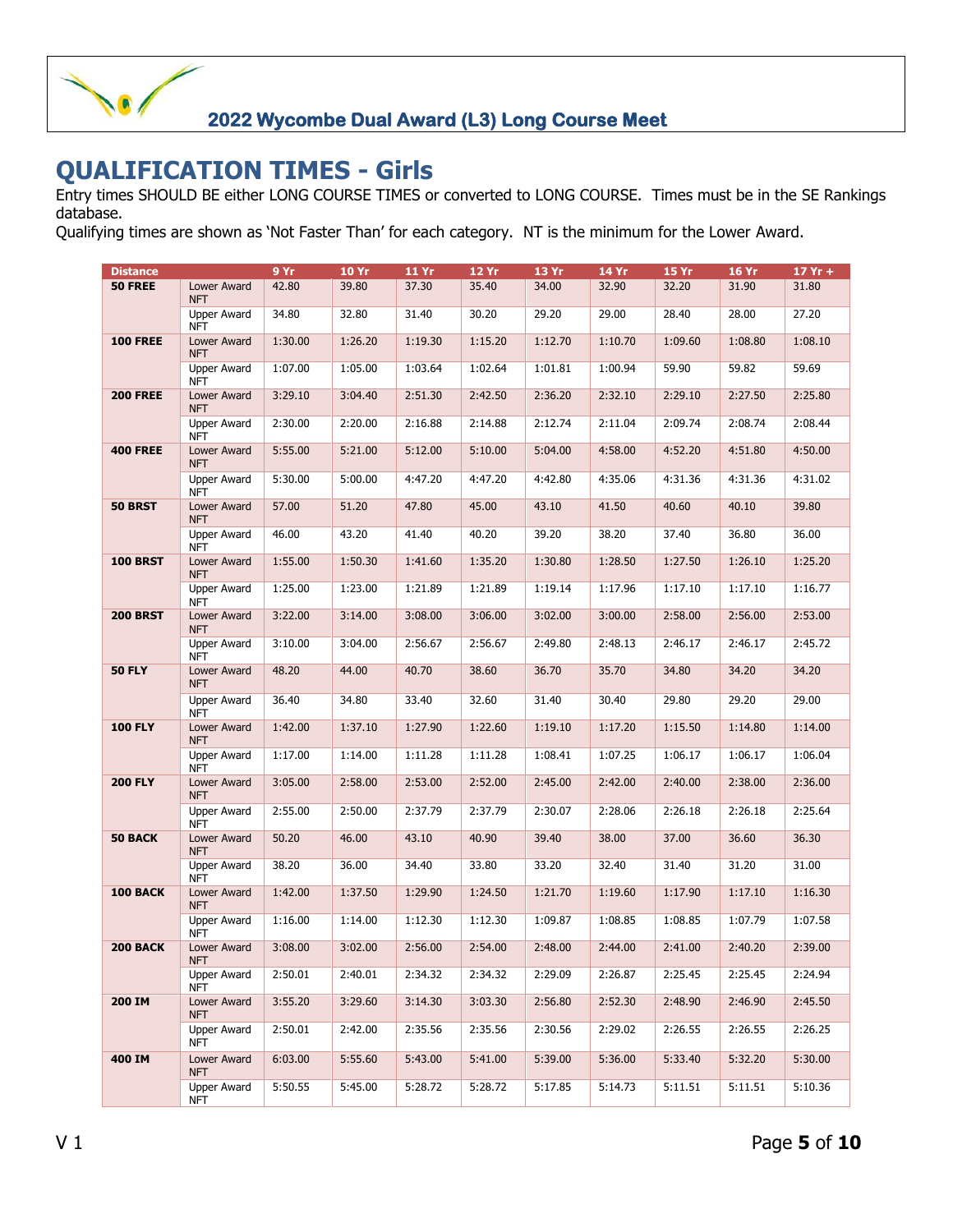# QUALIFICATION TIMES - Girls

Entry times SHOULD BE either LONG COURSE TIMES or converted to LONG COURSE. Times must be in the SE Rankings database.

Qualifying times are shown as 'Not Faster Than' for each category. NT is the minimum for the Lower Award.

| Distance | | 9 Yr | 10 Yr | 11 Yr | 12 Yr | 13 Yr | 14 Yr | 15 Yr | 16 Yr | 17 Yr + |
|---|---|---|---|---|---|---|---|---|---|---|
| **50 FREE** | Lower Award NFT | 42.80 | 39.80 | 37.30 | 35.40 | 34.00 | 32.90 | 32.20 | 31.90 | 31.80 |
| | Upper Award NFT | 34.80 | 32.80 | 31.40 | 30.20 | 29.20 | 29.00 | 28.40 | 28.00 | 27.20 |
| **100 FREE** | Lower Award NFT | 1:30.00 | 1:26.20 | 1:19.30 | 1:15.20 | 1:12.70 | 1:10.70 | 1:09.60 | 1:08.80 | 1:08.10 |
| | Upper Award NFT | 1:07.00 | 1:05.00 | 1:03.64 | 1:02.64 | 1:01.81 | 1:00.94 | 59.90 | 59.82 | 59.69 |
| **200 FREE** | Lower Award NFT | 3:29.10 | 3:04.40 | 2:51.30 | 2:42.50 | 2:36.20 | 2:32.10 | 2:29.10 | 2:27.50 | 2:25.80 |
| | Upper Award NFT | 2:30.00 | 2:20.00 | 2:16.88 | 2:14.88 | 2:12.74 | 2:11.04 | 2:09.74 | 2:08.74 | 2:08.44 |
| **400 FREE** | Lower Award NFT | 5:55.00 | 5:21.00 | 5:12.00 | 5:10.00 | 5:04.00 | 4:58.00 | 4:52.20 | 4:51.80 | 4:50.00 |
| | Upper Award NFT | 5:30.00 | 5:00.00 | 4:47.20 | 4:47.20 | 4:42.80 | 4:35.06 | 4:31.36 | 4:31.36 | 4:31.02 |
| **50 BRST** | Lower Award NFT | 57.00 | 51.20 | 47.80 | 45.00 | 43.10 | 41.50 | 40.60 | 40.10 | 39.80 |
| | Upper Award NFT | 46.00 | 43.20 | 41.40 | 40.20 | 39.20 | 38.20 | 37.40 | 36.80 | 36.00 |
| **100 BRST** | Lower Award NFT | 1:55.00 | 1:50.30 | 1:41.60 | 1:35.20 | 1:30.80 | 1:28.50 | 1:27.50 | 1:26.10 | 1:25.20 |
| | Upper Award NFT | 1:25.00 | 1:23.00 | 1:21.89 | 1:21.89 | 1:19.14 | 1:17.96 | 1:17.10 | 1:17.10 | 1:16.77 |
| **200 BRST** | Lower Award NFT | 3:22.00 | 3:14.00 | 3:08.00 | 3:06.00 | 3:02.00 | 3:00.00 | 2:58.00 | 2:56.00 | 2:53.00 |
| | Upper Award NFT | 3:10.00 | 3:04.00 | 2:56.67 | 2:56.67 | 2:49.80 | 2:48.13 | 2:46.17 | 2:46.17 | 2:45.72 |
| **50 FLY** | Lower Award NFT | 48.20 | 44.00 | 40.70 | 38.60 | 36.70 | 35.70 | 34.80 | 34.20 | 34.20 |
| | Upper Award NFT | 36.40 | 34.80 | 33.40 | 32.60 | 31.40 | 30.40 | 29.80 | 29.20 | 29.00 |
| **100 FLY** | Lower Award NFT | 1:42.00 | 1:37.10 | 1:27.90 | 1:22.60 | 1:19.10 | 1:17.20 | 1:15.50 | 1:14.80 | 1:14.00 |
| | Upper Award NFT | 1:17.00 | 1:14.00 | 1:11.28 | 1:11.28 | 1:08.41 | 1:07.25 | 1:06.17 | 1:06.17 | 1:06.04 |
| **200 FLY** | Lower Award NFT | 3:05.00 | 2:58.00 | 2:53.00 | 2:52.00 | 2:45.00 | 2:42.00 | 2:40.00 | 2:38.00 | 2:36.00 |
| | Upper Award NFT | 2:55.00 | 2:50.00 | 2:37.79 | 2:37.79 | 2:30.07 | 2:28.06 | 2:26.18 | 2:26.18 | 2:25.64 |
| **50 BACK** | Lower Award NFT | 50.20 | 46.00 | 43.10 | 40.90 | 39.40 | 38.00 | 37.00 | 36.60 | 36.30 |
| | Upper Award NFT | 38.20 | 36.00 | 34.40 | 33.80 | 33.20 | 32.40 | 31.40 | 31.20 | 31.00 |
| **100 BACK** | Lower Award NFT | 1:42.00 | 1:37.50 | 1:29.90 | 1:24.50 | 1:21.70 | 1:19.60 | 1:17.90 | 1:17.10 | 1:16.30 |
| | Upper Award NFT | 1:16.00 | 1:14.00 | 1:12.30 | 1:12.30 | 1:09.87 | 1:08.85 | 1:08.85 | 1:07.79 | 1:07.58 |
| **200 BACK** | Lower Award NFT | 3:08.00 | 3:02.00 | 2:56.00 | 2:54.00 | 2:48.00 | 2:44.00 | 2:41.00 | 2:40.20 | 2:39.00 |
| | Upper Award NFT | 2:50.01 | 2:40.01 | 2:34.32 | 2:34.32 | 2:29.09 | 2:26.87 | 2:25.45 | 2:25.45 | 2:24.94 |
| **200 IM** | Lower Award NFT | 3:55.20 | 3:29.60 | 3:14.30 | 3:03.30 | 2:56.80 | 2:52.30 | 2:48.90 | 2:46.90 | 2:45.50 |
| | Upper Award NFT | 2:50.01 | 2:42.00 | 2:35.56 | 2:35.56 | 2:30.56 | 2:29.02 | 2:26.55 | 2:26.55 | 2:26.25 |
| **400 IM** | Lower Award NFT | 6:03.00 | 5:55.60 | 5:43.00 | 5:41.00 | 5:39.00 | 5:36.00 | 5:33.40 | 5:32.20 | 5:30.00 |
| | Upper Award NFT | 5:50.55 | 5:45.00 | 5:28.72 | 5:28.72 | 5:17.85 | 5:14.73 | 5:11.51 | 5:11.51 | 5:10.36 |

V 1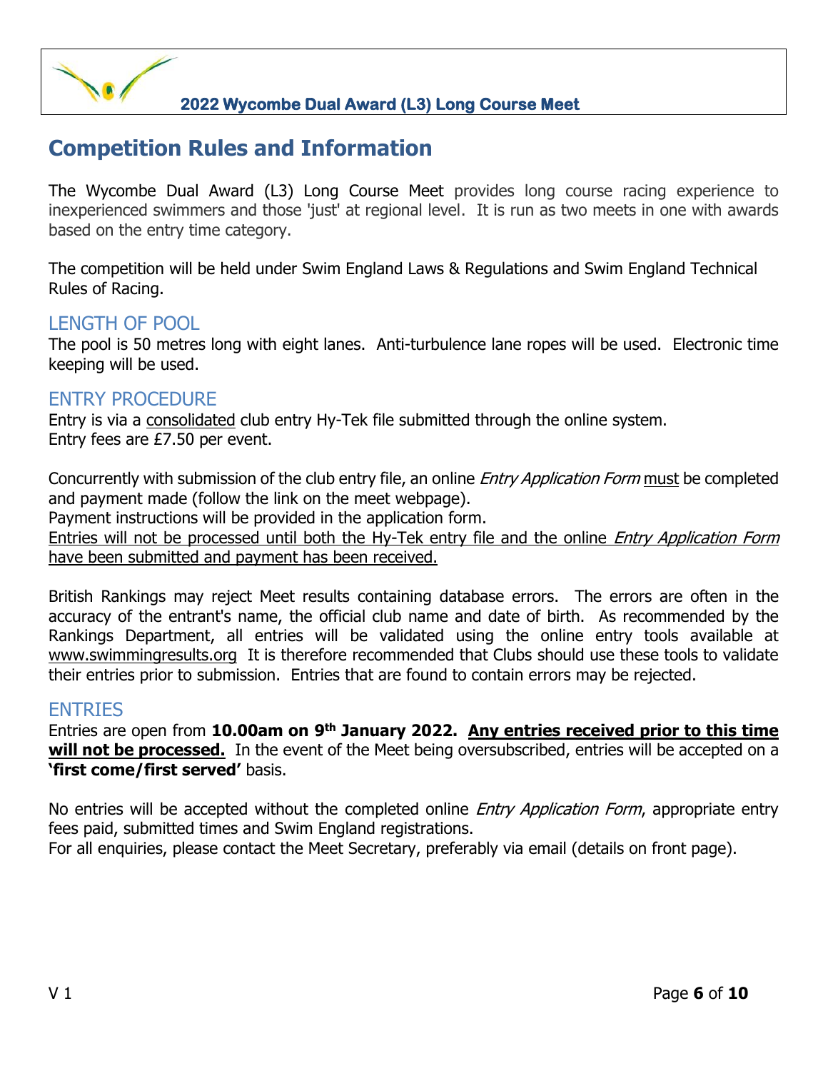# Competition Rules and Information

The Wycombe Dual Award (L3) Long Course Meet provides long course racing experience to inexperienced swimmers and those 'just' at regional level. It is run as two meets in one with awards based on the entry time category.

The competition will be held under Swim England Laws & Regulations and Swim England Technical Rules of Racing.

## LENGTH OF POOL

The pool is 50 metres long with eight lanes. Anti-turbulence lane ropes will be used. Electronic time keeping will be used.

## ENTRY PROCEDURE

Entry is via a consolidated club entry Hy-Tek file submitted through the online system.
Entry fees are £7.50 per event.

Concurrently with submission of the club entry file, an online *Entry Application Form* must be completed and payment made (follow the link on the meet webpage).
Payment instructions will be provided in the application form.
Entries will not be processed until both the Hy-Tek entry file and the online *Entry Application Form* have been submitted and payment has been received.

British Rankings may reject Meet results containing database errors. The errors are often in the accuracy of the entrant's name, the official club name and date of birth. As recommended by the Rankings Department, all entries will be validated using the online entry tools available at www.swimmingresults.org It is therefore recommended that Clubs should use these tools to validate their entries prior to submission. Entries that are found to contain errors may be rejected.

## ENTRIES

Entries are open from **10.00am on 9th January 2022.** **Any entries received prior to this time will not be processed.** In the event of the Meet being oversubscribed, entries will be accepted on a **'first come/first served'** basis.

No entries will be accepted without the completed online *Entry Application Form*, appropriate entry fees paid, submitted times and Swim England registrations.
For all enquiries, please contact the Meet Secretary, preferably via email (details on front page).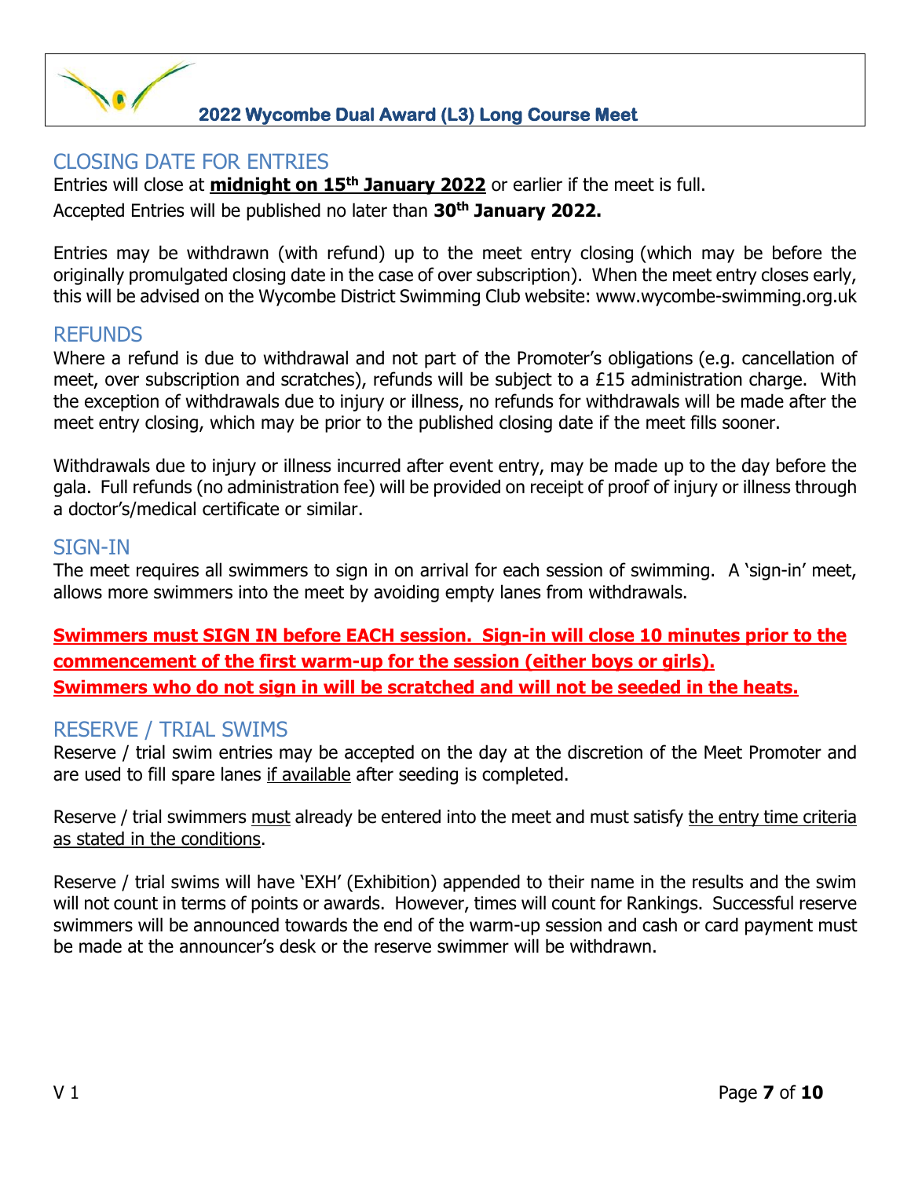## CLOSING DATE FOR ENTRIES

Entries will close at **midnight on 15th January 2022** or earlier if the meet is full.

Accepted Entries will be published no later than **30th January 2022.**

Entries may be withdrawn (with refund) up to the meet entry closing (which may be before the originally promulgated closing date in the case of over subscription). When the meet entry closes early, this will be advised on the Wycombe District Swimming Club website: www.wycombe-swimming.org.uk

## REFUNDS

Where a refund is due to withdrawal and not part of the Promoter's obligations (e.g. cancellation of meet, over subscription and scratches), refunds will be subject to a £15 administration charge. With the exception of withdrawals due to injury or illness, no refunds for withdrawals will be made after the meet entry closing, which may be prior to the published closing date if the meet fills sooner.

Withdrawals due to injury or illness incurred after event entry, may be made up to the day before the gala. Full refunds (no administration fee) will be provided on receipt of proof of injury or illness through a doctor's/medical certificate or similar.

## SIGN-IN

The meet requires all swimmers to sign in on arrival for each session of swimming. A 'sign-in' meet, allows more swimmers into the meet by avoiding empty lanes from withdrawals.

**Swimmers must SIGN IN before EACH session. Sign-in will close 10 minutes prior to the commencement of the first warm-up for the session (either boys or girls).**
**Swimmers who do not sign in will be scratched and will not be seeded in the heats.**

## RESERVE / TRIAL SWIMS

Reserve / trial swim entries may be accepted on the day at the discretion of the Meet Promoter and are used to fill spare lanes if available after seeding is completed.

Reserve / trial swimmers must already be entered into the meet and must satisfy the entry time criteria as stated in the conditions.

Reserve / trial swims will have 'EXH' (Exhibition) appended to their name in the results and the swim will not count in terms of points or awards. However, times will count for Rankings. Successful reserve swimmers will be announced towards the end of the warm-up session and cash or card payment must be made at the announcer's desk or the reserve swimmer will be withdrawn.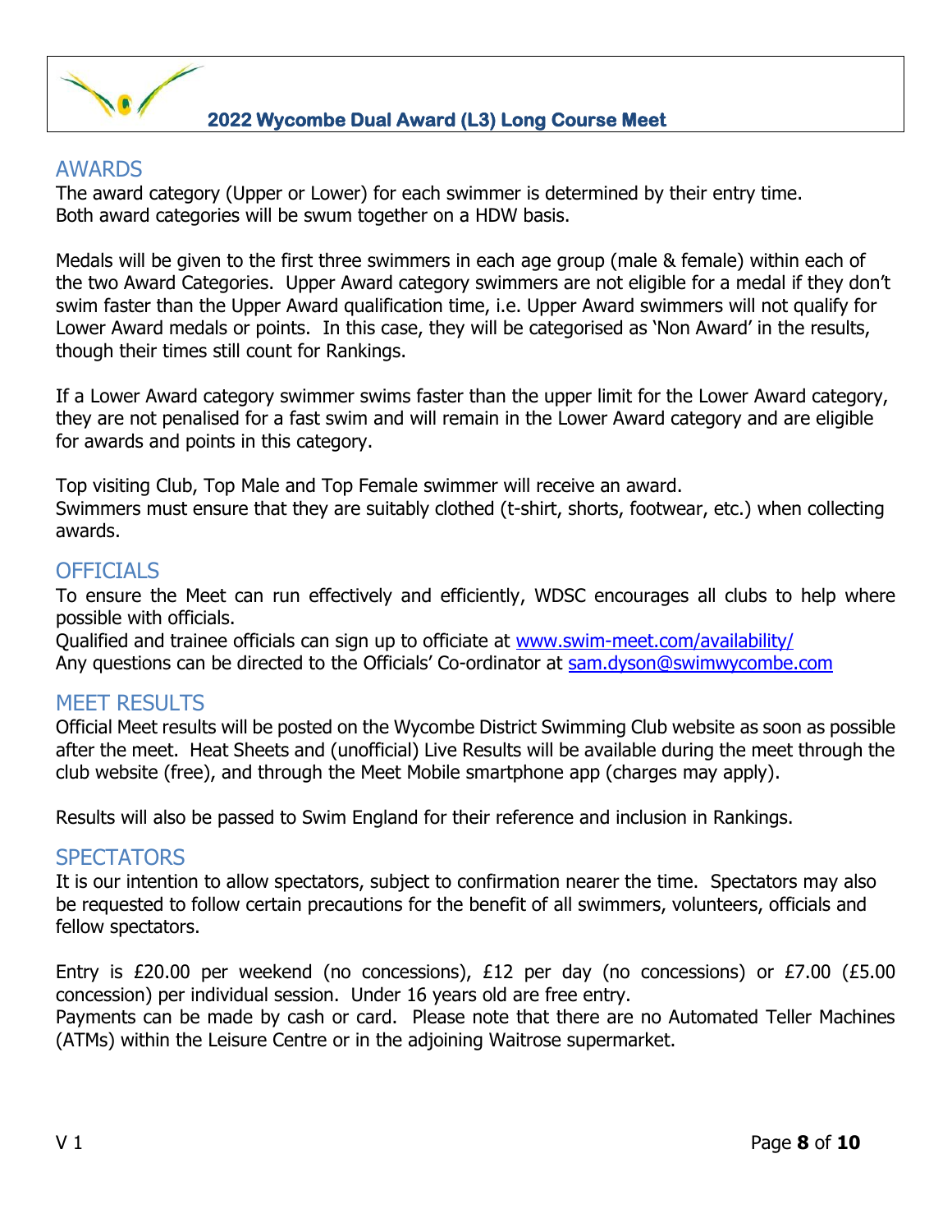## AWARDS

The award category (Upper or Lower) for each swimmer is determined by their entry time.
Both award categories will be swum together on a HDW basis.

Medals will be given to the first three swimmers in each age group (male & female) within each of the two Award Categories. Upper Award category swimmers are not eligible for a medal if they don't swim faster than the Upper Award qualification time, i.e. Upper Award swimmers will not qualify for Lower Award medals or points. In this case, they will be categorised as 'Non Award' in the results, though their times still count for Rankings.

If a Lower Award category swimmer swims faster than the upper limit for the Lower Award category, they are not penalised for a fast swim and will remain in the Lower Award category and are eligible for awards and points in this category.

Top visiting Club, Top Male and Top Female swimmer will receive an award.
Swimmers must ensure that they are suitably clothed (t-shirt, shorts, footwear, etc.) when collecting awards.

## OFFICIALS

To ensure the Meet can run effectively and efficiently, WDSC encourages all clubs to help where possible with officials.
Qualified and trainee officials can sign up to officiate at [www.swim-meet.com/availability/](www.swim-meet.com/availability/)
Any questions can be directed to the Officials' Co-ordinator at [sam.dyson@swimwycombe.com](mailto:sam.dyson@swimwycombe.com)

## MEET RESULTS

Official Meet results will be posted on the Wycombe District Swimming Club website as soon as possible after the meet. Heat Sheets and (unofficial) Live Results will be available during the meet through the club website (free), and through the Meet Mobile smartphone app (charges may apply).

Results will also be passed to Swim England for their reference and inclusion in Rankings.

## SPECTATORS

It is our intention to allow spectators, subject to confirmation nearer the time. Spectators may also be requested to follow certain precautions for the benefit of all swimmers, volunteers, officials and fellow spectators.

Entry is £20.00 per weekend (no concessions), £12 per day (no concessions) or £7.00 (£5.00 concession) per individual session. Under 16 years old are free entry.
Payments can be made by cash or card. Please note that there are no Automated Teller Machines (ATMs) within the Leisure Centre or in the adjoining Waitrose supermarket.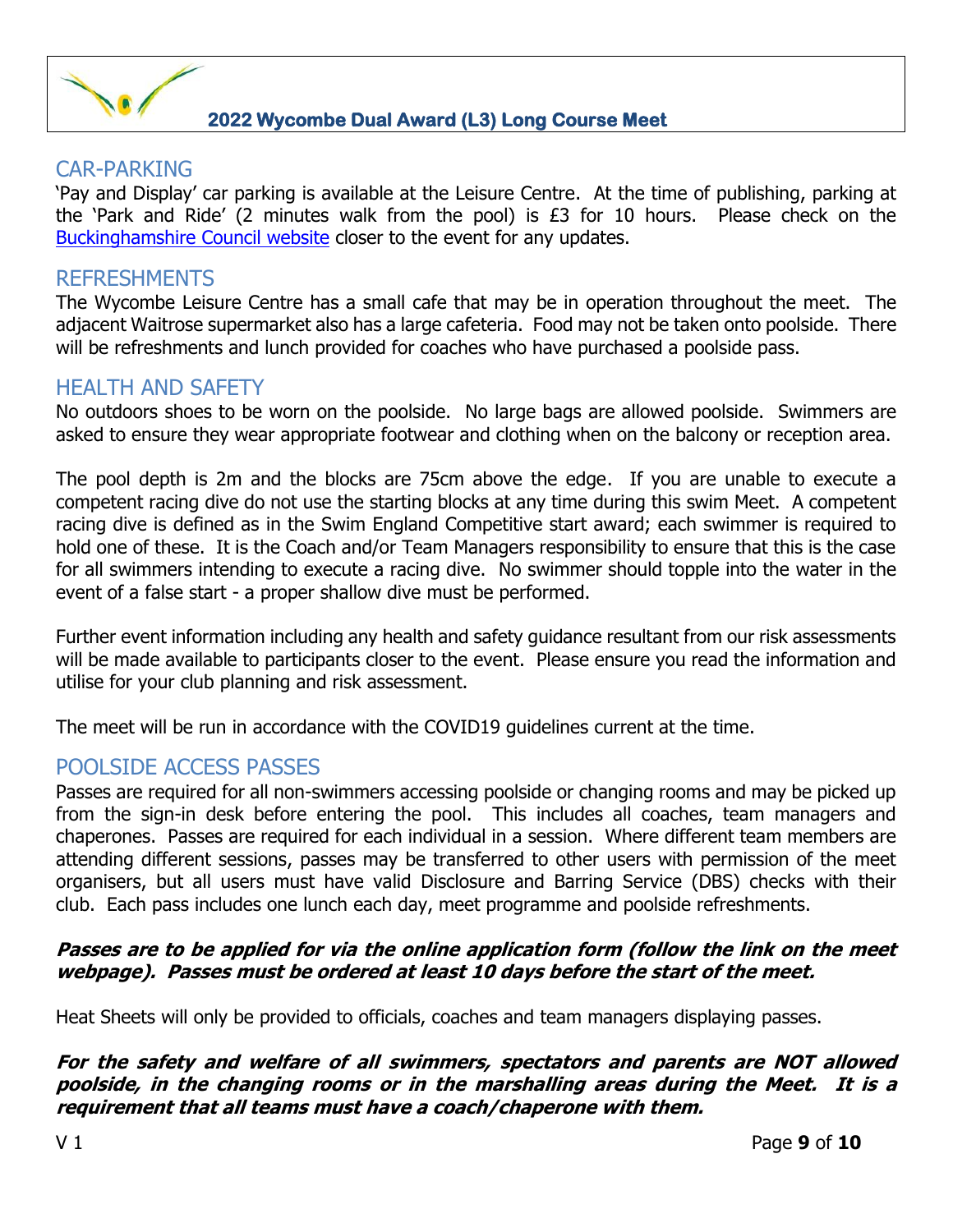## CAR-PARKING

'Pay and Display' car parking is available at the Leisure Centre. At the time of publishing, parking at the 'Park and Ride' (2 minutes walk from the pool) is £3 for 10 hours. Please check on the Buckinghamshire Council website closer to the event for any updates.

## REFRESHMENTS

The Wycombe Leisure Centre has a small cafe that may be in operation throughout the meet. The adjacent Waitrose supermarket also has a large cafeteria. Food may not be taken onto poolside. There will be refreshments and lunch provided for coaches who have purchased a poolside pass.

## HEALTH AND SAFETY

No outdoors shoes to be worn on the poolside. No large bags are allowed poolside. Swimmers are asked to ensure they wear appropriate footwear and clothing when on the balcony or reception area.

The pool depth is 2m and the blocks are 75cm above the edge. If you are unable to execute a competent racing dive do not use the starting blocks at any time during this swim Meet. A competent racing dive is defined as in the Swim England Competitive start award; each swimmer is required to hold one of these. It is the Coach and/or Team Managers responsibility to ensure that this is the case for all swimmers intending to execute a racing dive. No swimmer should topple into the water in the event of a false start - a proper shallow dive must be performed.

Further event information including any health and safety guidance resultant from our risk assessments will be made available to participants closer to the event. Please ensure you read the information and utilise for your club planning and risk assessment.

The meet will be run in accordance with the COVID19 guidelines current at the time.

## POOLSIDE ACCESS PASSES

Passes are required for all non-swimmers accessing poolside or changing rooms and may be picked up from the sign-in desk before entering the pool. This includes all coaches, team managers and chaperones. Passes are required for each individual in a session. Where different team members are attending different sessions, passes may be transferred to other users with permission of the meet organisers, but all users must have valid Disclosure and Barring Service (DBS) checks with their club. Each pass includes one lunch each day, meet programme and poolside refreshments.

***Passes are to be applied for via the online application form (follow the link on the meet webpage). Passes must be ordered at least 10 days before the start of the meet.***

Heat Sheets will only be provided to officials, coaches and team managers displaying passes.

***For the safety and welfare of all swimmers, spectators and parents are NOT allowed poolside, in the changing rooms or in the marshalling areas during the Meet. It is a requirement that all teams must have a coach/chaperone with them.***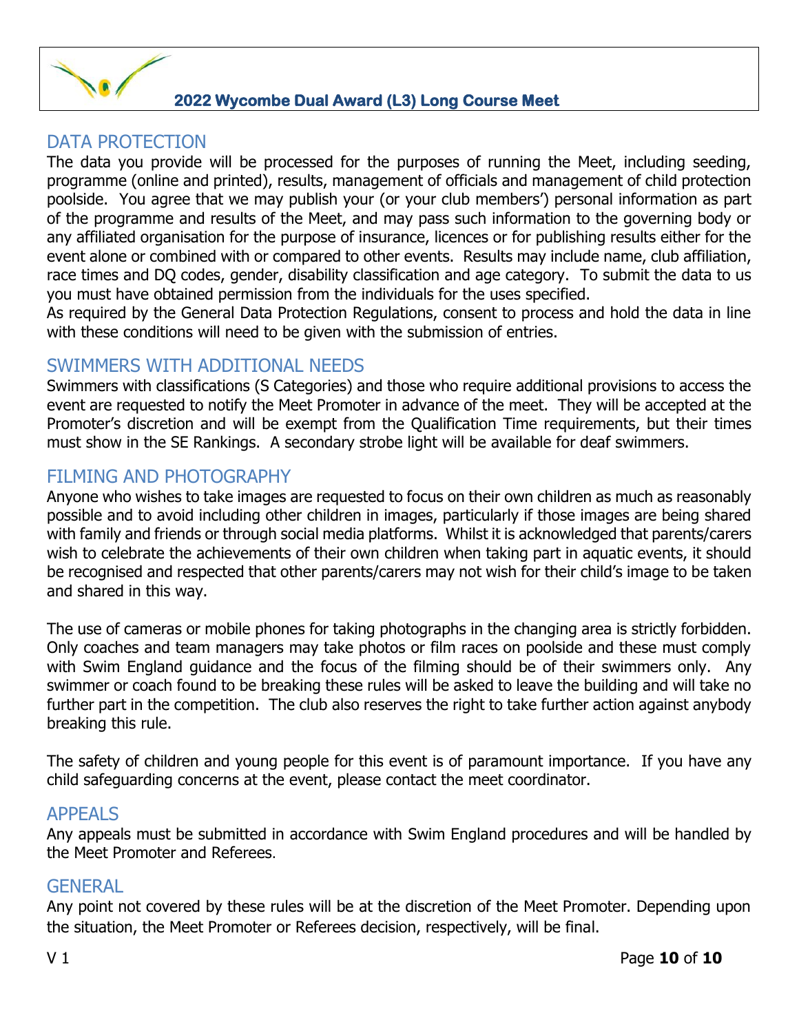## DATA PROTECTION

The data you provide will be processed for the purposes of running the Meet, including seeding, programme (online and printed), results, management of officials and management of child protection poolside. You agree that we may publish your (or your club members') personal information as part of the programme and results of the Meet, and may pass such information to the governing body or any affiliated organisation for the purpose of insurance, licences or for publishing results either for the event alone or combined with or compared to other events. Results may include name, club affiliation, race times and DQ codes, gender, disability classification and age category. To submit the data to us you must have obtained permission from the individuals for the uses specified.
As required by the General Data Protection Regulations, consent to process and hold the data in line with these conditions will need to be given with the submission of entries.

## SWIMMERS WITH ADDITIONAL NEEDS

Swimmers with classifications (S Categories) and those who require additional provisions to access the event are requested to notify the Meet Promoter in advance of the meet. They will be accepted at the Promoter's discretion and will be exempt from the Qualification Time requirements, but their times must show in the SE Rankings. A secondary strobe light will be available for deaf swimmers.

## FILMING AND PHOTOGRAPHY

Anyone who wishes to take images are requested to focus on their own children as much as reasonably possible and to avoid including other children in images, particularly if those images are being shared with family and friends or through social media platforms. Whilst it is acknowledged that parents/carers wish to celebrate the achievements of their own children when taking part in aquatic events, it should be recognised and respected that other parents/carers may not wish for their child's image to be taken and shared in this way.

The use of cameras or mobile phones for taking photographs in the changing area is strictly forbidden. Only coaches and team managers may take photos or film races on poolside and these must comply with Swim England guidance and the focus of the filming should be of their swimmers only. Any swimmer or coach found to be breaking these rules will be asked to leave the building and will take no further part in the competition. The club also reserves the right to take further action against anybody breaking this rule.

The safety of children and young people for this event is of paramount importance. If you have any child safeguarding concerns at the event, please contact the meet coordinator.

## APPEALS

Any appeals must be submitted in accordance with Swim England procedures and will be handled by the Meet Promoter and Referees.

## GENERAL

Any point not covered by these rules will be at the discretion of the Meet Promoter. Depending upon the situation, the Meet Promoter or Referees decision, respectively, will be final.

V 1